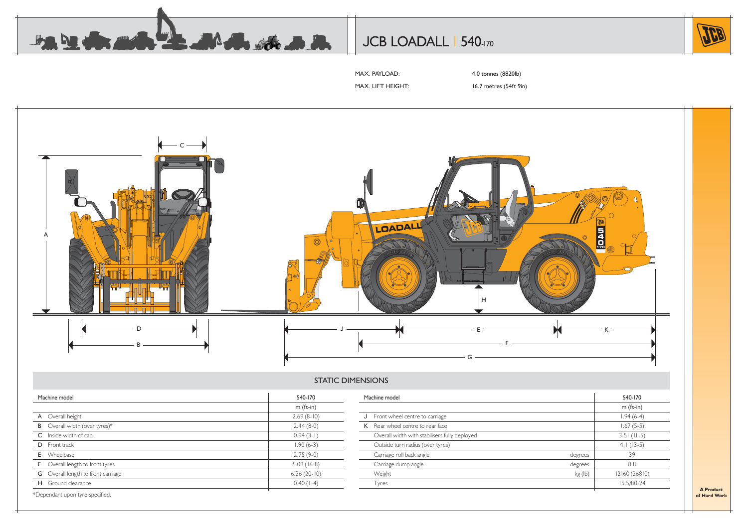# JCB LOADALL | 540-170

MAX. PAYLOAD: 4.0 tonnes (8820lb)

MAX. LIFT HEIGHT: 16.7 metres (54ft 9in)

## STATIC DIMENSIONS

| Machine model | | 540-170 |
|---|---|---|
| | | m (ft-in) |
| A | Overall height | 2.69 (8-10) |
| B | Overall width (over tyres)* | 2.44 (8-0) |
| C | Inside width of cab | 0.94 (3-1) |
| D | Front track | 1.90 (6-3) |
| E | Wheelbase | 2.75 (9-0) |
| F | Overall length to front tyres | 5.08 (16-8) |
| G | Overall length to front carriage | 6.36 (20-10) |
| H | Ground clearance | 0.40 (1-4) |

*Dependant upon tyre specified.

| Machine model | | | 540-170 |
|---|---|---|---|
| | | | m (ft-in) |
| J | Front wheel centre to carriage | | 1.94 (6-4) |
| K | Rear wheel centre to rear face | | 1.67 (5-5) |
| | Overall width with stabilisers fully deployed | | 3.51 (11-5) |
| | Outside turn radius (over tyres) | | 4.1 (13-5) |
| | Carriage roll back angle | degrees | 39 |
| | Carriage dump angle | degrees | 8.8 |
| | Weight | kg (lb) | 12160 (26810) |
| | Tyres | | 15.5/80-24 |

A Product of Hard Work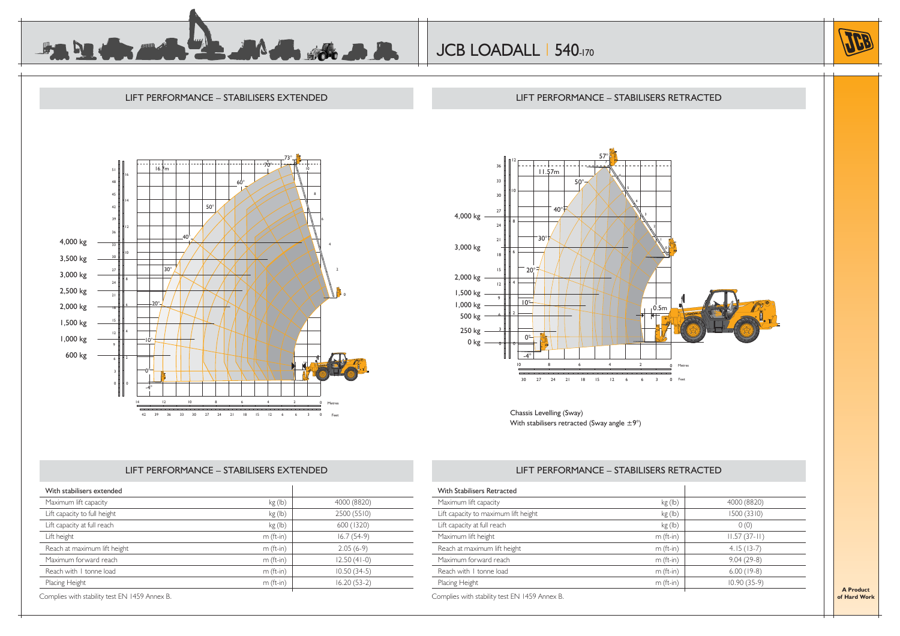# JCB LOADALL 540-170

## LIFT PERFORMANCE – STABILISERS EXTENDED

## LIFT PERFORMANCE – STABILISERS RETRACTED

Chassis Levelling (Sway)
With stabilisers retracted (Sway angle ±9°)

## LIFT PERFORMANCE – STABILISERS EXTENDED

| With stabilisers extended | | |
|---|---|---|
| Maximum lift capacity | kg (lb) | 4000 (8820) |
| Lift capacity to full height | kg (lb) | 2500 (5510) |
| Lift capacity at full reach | kg (lb) | 600 (1320) |
| Lift height | m (ft-in) | 16.7 (54-9) |
| Reach at maximum lift height | m (ft-in) | 2.05 (6-9) |
| Maximum forward reach | m (ft-in) | 12.50 (41-0) |
| Reach with 1 tonne load | m (ft-in) | 10.50 (34-5) |
| Placing Height | m (ft-in) | 16.20 (53-2) |

Complies with stability test EN 1459 Annex B.

## LIFT PERFORMANCE – STABILISERS RETRACTED

| With Stabilisers Retracted | | |
|---|---|---|
| Maximum lift capacity | kg (lb) | 4000 (8820) |
| Lift capacity to maximum lift height | kg (lb) | 1500 (3310) |
| Lift capacity at full reach | kg (lb) | 0 (0) |
| Maximum lift height | m (ft-in) | 11.57 (37-11) |
| Reach at maximum lift height | m (ft-in) | 4.15 (13-7) |
| Maximum forward reach | m (ft-in) | 9.04 (29-8) |
| Reach with 1 tonne load | m (ft-in) | 6.00 (19-8) |
| Placing Height | m (ft-in) | 10.90 (35-9) |

Complies with stability test EN 1459 Annex B.

**A Product of Hard Work**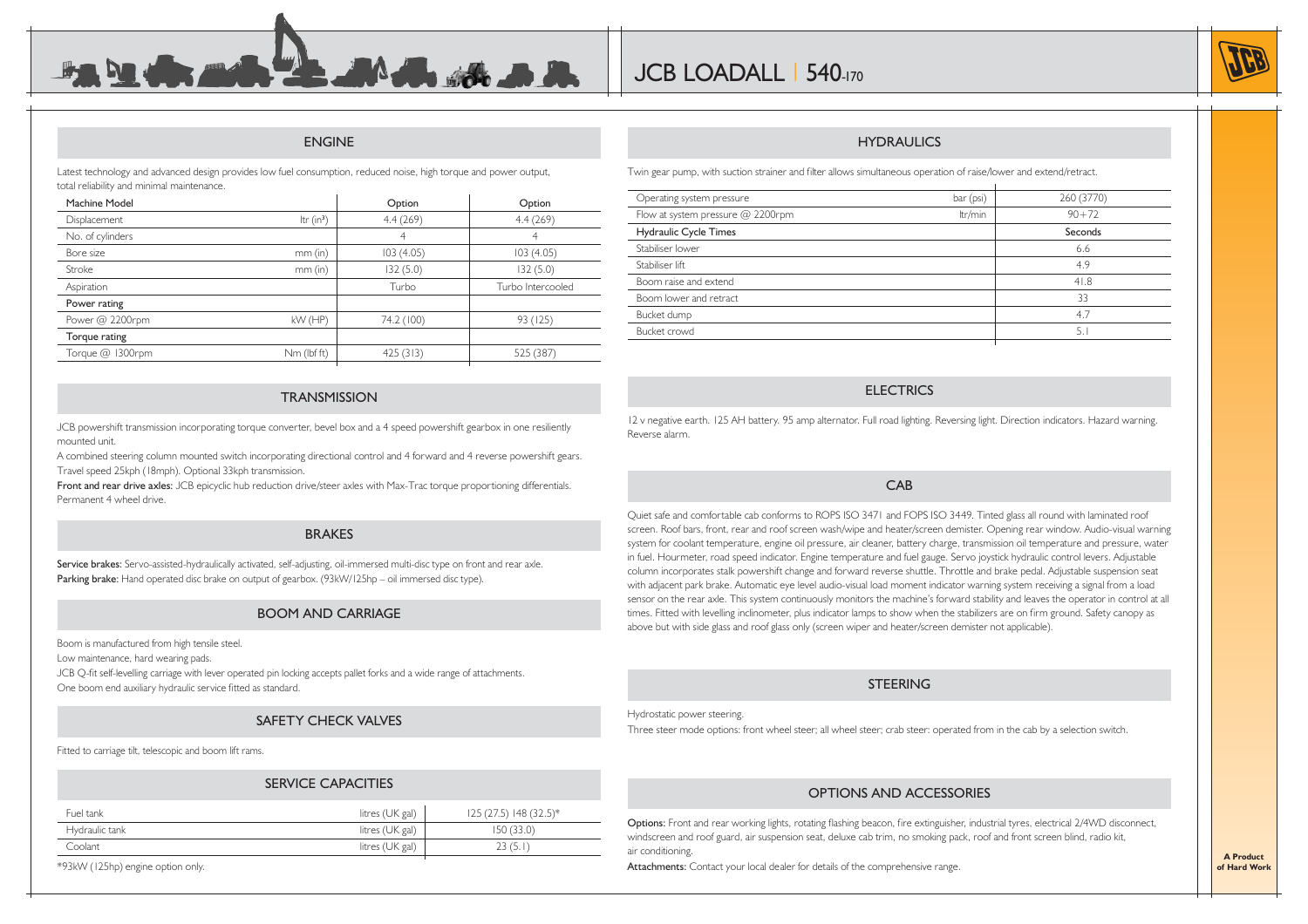# JCB LOADALL | 540-170

## ENGINE

Latest technology and advanced design provides low fuel consumption, reduced noise, high torque and power output, total reliability and minimal maintenance.

| Machine Model | | Option | Option |
|---|---|---|---|
| Displacement | ltr (in³) | 4.4 (269) | 4.4 (269) |
| No. of cylinders | | 4 | 4 |
| Bore size | mm (in) | 103 (4.05) | 103 (4.05) |
| Stroke | mm (in) | 132 (5.0) | 132 (5.0) |
| Aspiration | | Turbo | Turbo Intercooled |
| **Power rating** | | | |
| Power @ 2200rpm | kW (HP) | 74.2 (100) | 93 (125) |
| **Torque rating** | | | |
| Torque @ 1300rpm | Nm (lbf ft) | 425 (313) | 525 (387) |

## TRANSMISSION

JCB powershift transmission incorporating torque converter, bevel box and a 4 speed powershift gearbox in one resiliently mounted unit.

A combined steering column mounted switch incorporating directional control and 4 forward and 4 reverse powershift gears. Travel speed 25kph (18mph). Optional 33kph transmission.

**Front and rear drive axles:** JCB epicyclic hub reduction drive/steer axles with Max-Trac torque proportioning differentials. Permanent 4 wheel drive.

## BRAKES

**Service brakes:** Servo-assisted-hydraulically activated, self-adjusting, oil-immersed multi-disc type on front and rear axle.
**Parking brake:** Hand operated disc brake on output of gearbox. (93kW/125hp – oil immersed disc type).

## BOOM AND CARRIAGE

Boom is manufactured from high tensile steel.

Low maintenance, hard wearing pads.

JCB Q-fit self-levelling carriage with lever operated pin locking accepts pallet forks and a wide range of attachments.

One boom end auxiliary hydraulic service fitted as standard.

## SAFETY CHECK VALVES

Fitted to carriage tilt, telescopic and boom lift rams.

## SERVICE CAPACITIES

| | | |
|---|---|---|
| Fuel tank | litres (UK gal) | 125 (27.5) 148 (32.5)* |
| Hydraulic tank | litres (UK gal) | 150 (33.0) |
| Coolant | litres (UK gal) | 23 (5.1) |

*93kW (125hp) engine option only.

## HYDRAULICS

Twin gear pump, with suction strainer and filter allows simultaneous operation of raise/lower and extend/retract.

| | | |
|---|---|---|
| Operating system pressure | bar (psi) | 260 (3770) |
| Flow at system pressure @ 2200rpm | ltr/min | 90+72 |
| **Hydraulic Cycle Times** | | **Seconds** |
| Stabiliser lower | | 6.6 |
| Stabiliser lift | | 4.9 |
| Boom raise and extend | | 41.8 |
| Boom lower and retract | | 33 |
| Bucket dump | | 4.7 |
| Bucket crowd | | 5.1 |

## ELECTRICS

12 v negative earth. 125 AH battery. 95 amp alternator. Full road lighting. Reversing light. Direction indicators. Hazard warning. Reverse alarm.

## CAB

Quiet safe and comfortable cab conforms to ROPS ISO 3471 and FOPS ISO 3449. Tinted glass all round with laminated roof screen. Roof bars, front, rear and roof screen wash/wipe and heater/screen demister. Opening rear window. Audio-visual warning system for coolant temperature, engine oil pressure, air cleaner, battery charge, transmission oil temperature and pressure, water in fuel. Hourmeter, road speed indicator. Engine temperature and fuel gauge. Servo joystick hydraulic control levers. Adjustable column incorporates stalk powershift change and forward reverse shuttle. Throttle and brake pedal. Adjustable suspension seat with adjacent park brake. Automatic eye level audio-visual load moment indicator warning system receiving a signal from a load sensor on the rear axle. This system continuously monitors the machine's forward stability and leaves the operator in control at all times. Fitted with levelling inclinometer, plus indicator lamps to show when the stabilizers are on firm ground. Safety canopy as above but with side glass and roof glass only (screen wiper and heater/screen demister not applicable).

## STEERING

Hydrostatic power steering.

Three steer mode options: front wheel steer; all wheel steer; crab steer: operated from in the cab by a selection switch.

## OPTIONS AND ACCESSORIES

**Options:** Front and rear working lights, rotating flashing beacon, fire extinguisher, industrial tyres, electrical 2/4WD disconnect, windscreen and roof guard, air suspension seat, deluxe cab trim, no smoking pack, roof and front screen blind, radio kit, air conditioning.

**Attachments:** Contact your local dealer for details of the comprehensive range.

**A Product of Hard Work**